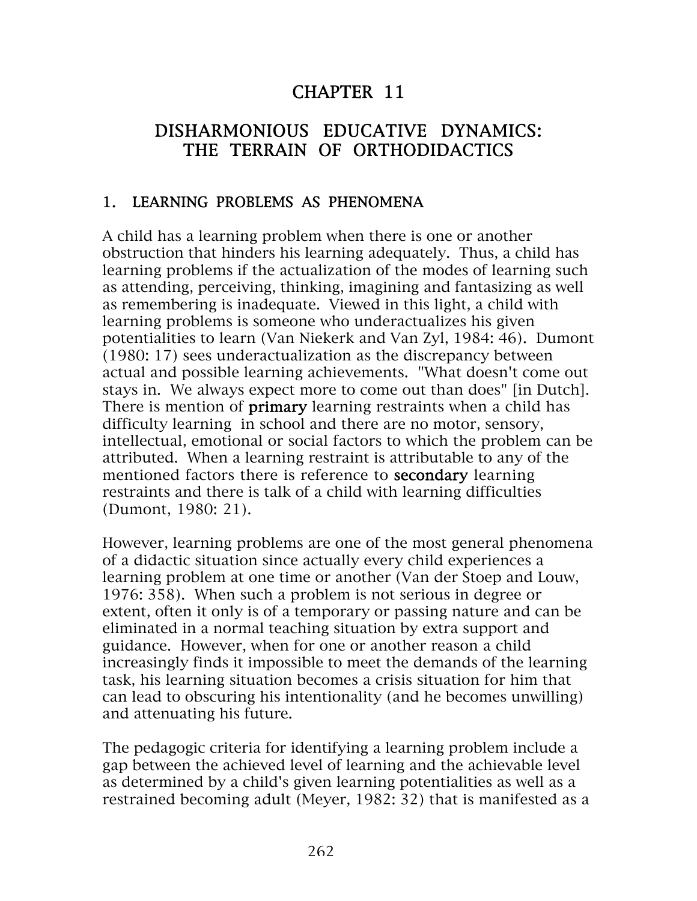# CHAPTER 11

# DISHARMONIOUS EDUCATIVE DYNAMICS: THE TERRAIN OF ORTHODIDACTICS

## 1. LEARNING PROBLEMS AS PHENOMENA

A child has a learning problem when there is one or another obstruction that hinders his learning adequately. Thus, a child has learning problems if the actualization of the modes of learning such as attending, perceiving, thinking, imagining and fantasizing as well as remembering is inadequate. Viewed in this light, a child with learning problems is someone who underactualizes his given potentialities to learn (Van Niekerk and Van Zyl, 1984: 46). Dumont (1980: 17) sees underactualization as the discrepancy between actual and possible learning achievements. "What doesn't come out stays in. We always expect more to come out than does" [in Dutch]. There is mention of **primary** learning restraints when a child has difficulty learning in school and there are no motor, sensory, intellectual, emotional or social factors to which the problem can be attributed. When a learning restraint is attributable to any of the mentioned factors there is reference to **secondary** learning restraints and there is talk of a child with learning difficulties (Dumont, 1980: 21).

However, learning problems are one of the most general phenomena of a didactic situation since actually every child experiences a learning problem at one time or another (Van der Stoep and Louw, 1976: 358). When such a problem is not serious in degree or extent, often it only is of a temporary or passing nature and can be eliminated in a normal teaching situation by extra support and guidance. However, when for one or another reason a child increasingly finds it impossible to meet the demands of the learning task, his learning situation becomes a crisis situation for him that can lead to obscuring his intentionality (and he becomes unwilling) and attenuating his future.

The pedagogic criteria for identifying a learning problem include a gap between the achieved level of learning and the achievable level as determined by a child's given learning potentialities as well as a restrained becoming adult (Meyer, 1982: 32) that is manifested as a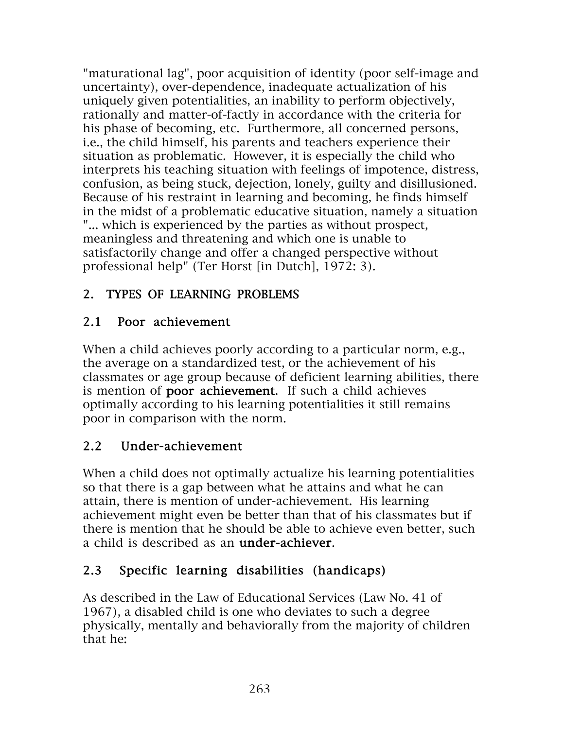"maturational lag", poor acquisition of identity (poor self-image and uncertainty), over-dependence, inadequate actualization of his uniquely given potentialities, an inability to perform objectively, rationally and matter-of-factly in accordance with the criteria for his phase of becoming, etc. Furthermore, all concerned persons, i.e., the child himself, his parents and teachers experience their situation as problematic. However, it is especially the child who interprets his teaching situation with feelings of impotence, distress, confusion, as being stuck, dejection, lonely, guilty and disillusioned. Because of his restraint in learning and becoming, he finds himself in the midst of a problematic educative situation, namely a situation "... which is experienced by the parties as without prospect, meaningless and threatening and which one is unable to satisfactorily change and offer a changed perspective without professional help" (Ter Horst [in Dutch], 1972: 3).

## 2. TYPES OF LEARNING PROBLEMS

### 2.1 Poor achievement

When a child achieves poorly according to a particular norm, e.g., the average on a standardized test, or the achievement of his classmates or age group because of deficient learning abilities, there is mention of **poor achievement**. If such a child achieves optimally according to his learning potentialities it still remains poor in comparison with the norm.

### 2.2 Under-achievement

When a child does not optimally actualize his learning potentialities so that there is a gap between what he attains and what he can attain, there is mention of under-achievement. His learning achievement might even be better than that of his classmates but if there is mention that he should be able to achieve even better, such a child is described as an **under-achiever**.

### 2.3 Specific learning disabilities (handicaps)

As described in the Law of Educational Services (Law No. 41 of 1967), a disabled child is one who deviates to such a degree physically, mentally and behaviorally from the majority of children that he: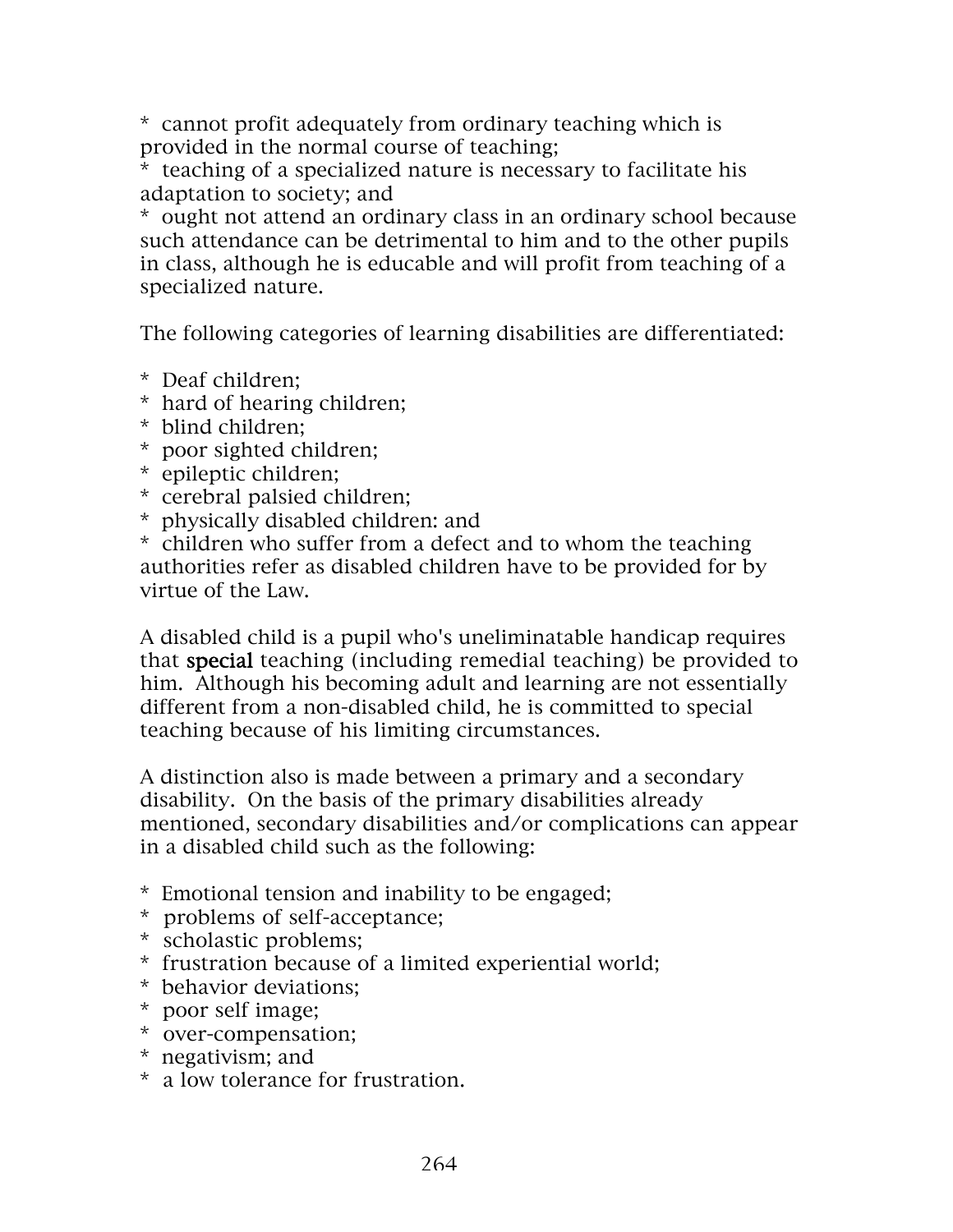* cannot profit adequately from ordinary teaching which is provided in the normal course of teaching;
* teaching of a specialized nature is necessary to facilitate his adaptation to society; and
* ought not attend an ordinary class in an ordinary school because such attendance can be detrimental to him and to the other pupils in class, although he is educable and will profit from teaching of a specialized nature.

The following categories of learning disabilities are differentiated:

* Deaf children;
* hard of hearing children;
* blind children;
* poor sighted children;
* epileptic children;
* cerebral palsied children;
* physically disabled children: and
* children who suffer from a defect and to whom the teaching authorities refer as disabled children have to be provided for by virtue of the Law.

A disabled child is a pupil who's uneliminatable handicap requires that **special** teaching (including remedial teaching) be provided to him. Although his becoming adult and learning are not essentially different from a non-disabled child, he is committed to special teaching because of his limiting circumstances.

A distinction also is made between a primary and a secondary disability. On the basis of the primary disabilities already mentioned, secondary disabilities and/or complications can appear in a disabled child such as the following:

* Emotional tension and inability to be engaged;
* problems of self-acceptance;
* scholastic problems;
* frustration because of a limited experiential world;
* behavior deviations;
* poor self image;
* over-compensation;
* negativism; and
* a low tolerance for frustration.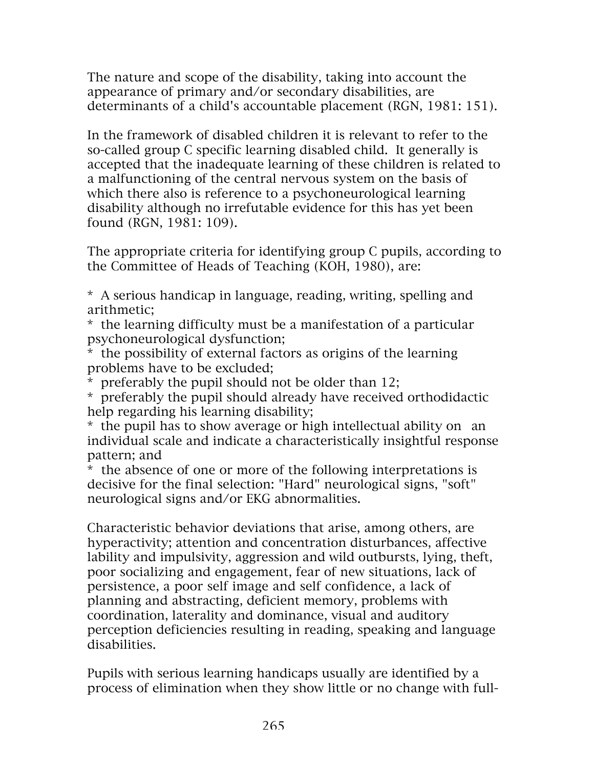The nature and scope of the disability, taking into account the appearance of primary and/or secondary disabilities, are determinants of a child's accountable placement (RGN, 1981: 151).

In the framework of disabled children it is relevant to refer to the so-called group C specific learning disabled child. It generally is accepted that the inadequate learning of these children is related to a malfunctioning of the central nervous system on the basis of which there also is reference to a psychoneurological learning disability although no irrefutable evidence for this has yet been found (RGN, 1981: 109).

The appropriate criteria for identifying group C pupils, according to the Committee of Heads of Teaching (KOH, 1980), are:

* A serious handicap in language, reading, writing, spelling and arithmetic;
* the learning difficulty must be a manifestation of a particular psychoneurological dysfunction;
* the possibility of external factors as origins of the learning problems have to be excluded;
* preferably the pupil should not be older than 12;
* preferably the pupil should already have received orthodidactic help regarding his learning disability;
* the pupil has to show average or high intellectual ability on an individual scale and indicate a characteristically insightful response pattern; and
* the absence of one or more of the following interpretations is decisive for the final selection: "Hard" neurological signs, "soft" neurological signs and/or EKG abnormalities.

Characteristic behavior deviations that arise, among others, are hyperactivity; attention and concentration disturbances, affective lability and impulsivity, aggression and wild outbursts, lying, theft, poor socializing and engagement, fear of new situations, lack of persistence, a poor self image and self confidence, a lack of planning and abstracting, deficient memory, problems with coordination, laterality and dominance, visual and auditory perception deficiencies resulting in reading, speaking and language disabilities.

Pupils with serious learning handicaps usually are identified by a process of elimination when they show little or no change with full-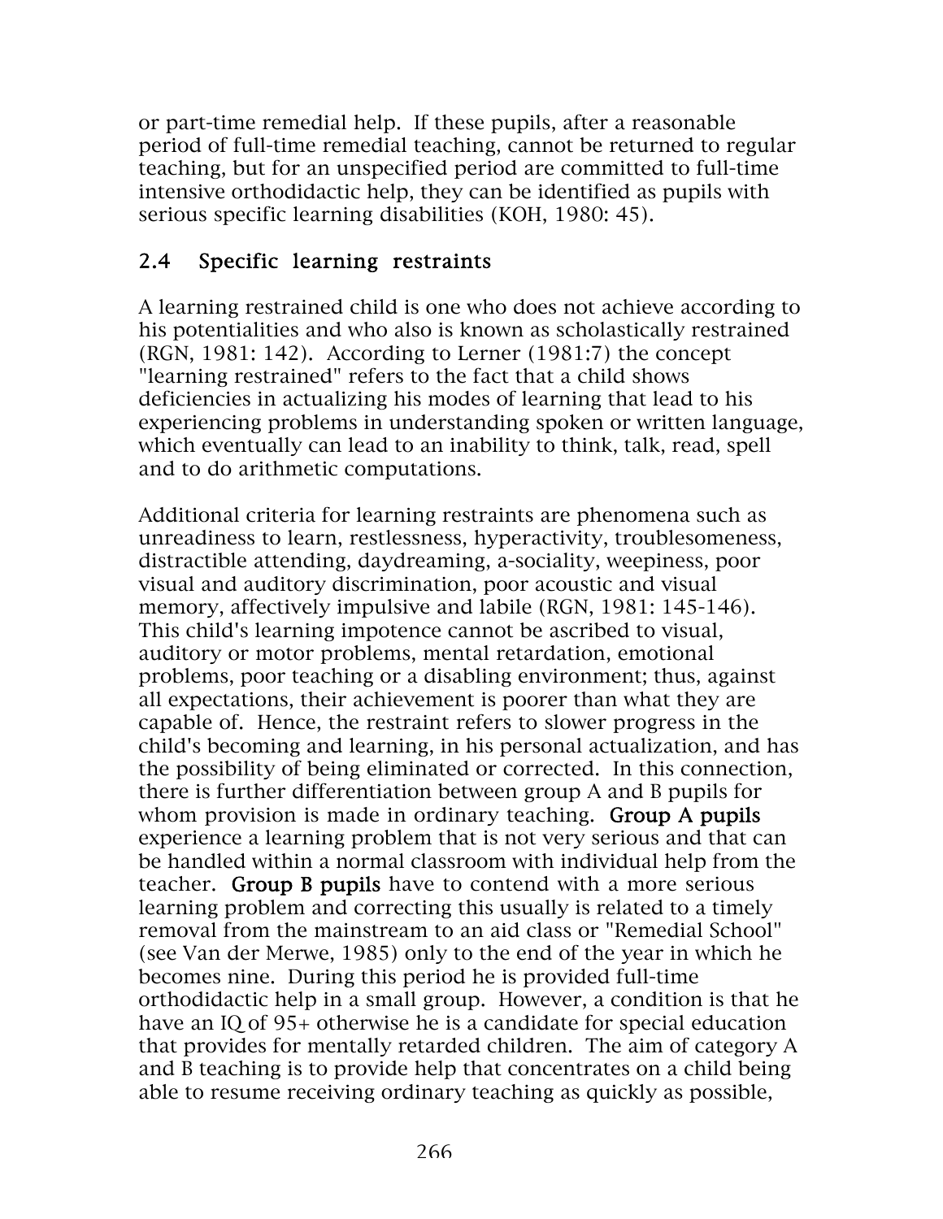or part-time remedial help. If these pupils, after a reasonable period of full-time remedial teaching, cannot be returned to regular teaching, but for an unspecified period are committed to full-time intensive orthodidactic help, they can be identified as pupils with serious specific learning disabilities (KOH, 1980: 45).

## 2.4 Specific learning restraints

A learning restrained child is one who does not achieve according to his potentialities and who also is known as scholastically restrained (RGN, 1981: 142). According to Lerner (1981:7) the concept "learning restrained" refers to the fact that a child shows deficiencies in actualizing his modes of learning that lead to his experiencing problems in understanding spoken or written language, which eventually can lead to an inability to think, talk, read, spell and to do arithmetic computations.

Additional criteria for learning restraints are phenomena such as unreadiness to learn, restlessness, hyperactivity, troublesomeness, distractible attending, daydreaming, a-sociality, weepiness, poor visual and auditory discrimination, poor acoustic and visual memory, affectively impulsive and labile (RGN, 1981: 145-146). This child's learning impotence cannot be ascribed to visual, auditory or motor problems, mental retardation, emotional problems, poor teaching or a disabling environment; thus, against all expectations, their achievement is poorer than what they are capable of. Hence, the restraint refers to slower progress in the child's becoming and learning, in his personal actualization, and has the possibility of being eliminated or corrected. In this connection, there is further differentiation between group A and B pupils for whom provision is made in ordinary teaching. **Group A pupils** experience a learning problem that is not very serious and that can be handled within a normal classroom with individual help from the teacher. **Group B pupils** have to contend with a more serious learning problem and correcting this usually is related to a timely removal from the mainstream to an aid class or "Remedial School" (see Van der Merwe, 1985) only to the end of the year in which he becomes nine. During this period he is provided full-time orthodidactic help in a small group. However, a condition is that he have an IQ of 95+ otherwise he is a candidate for special education that provides for mentally retarded children. The aim of category A and B teaching is to provide help that concentrates on a child being able to resume receiving ordinary teaching as quickly as possible,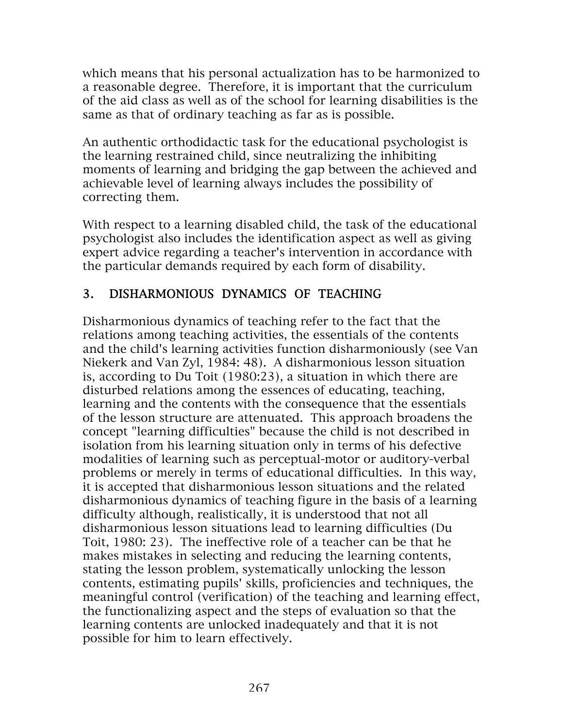which means that his personal actualization has to be harmonized to a reasonable degree. Therefore, it is important that the curriculum of the aid class as well as of the school for learning disabilities is the same as that of ordinary teaching as far as is possible.

An authentic orthodidactic task for the educational psychologist is the learning restrained child, since neutralizing the inhibiting moments of learning and bridging the gap between the achieved and achievable level of learning always includes the possibility of correcting them.

With respect to a learning disabled child, the task of the educational psychologist also includes the identification aspect as well as giving expert advice regarding a teacher's intervention in accordance with the particular demands required by each form of disability.

## 3. DISHARMONIOUS DYNAMICS OF TEACHING

Disharmonious dynamics of teaching refer to the fact that the relations among teaching activities, the essentials of the contents and the child's learning activities function disharmoniously (see Van Niekerk and Van Zyl, 1984: 48). A disharmonious lesson situation is, according to Du Toit (1980:23), a situation in which there are disturbed relations among the essences of educating, teaching, learning and the contents with the consequence that the essentials of the lesson structure are attenuated. This approach broadens the concept "learning difficulties" because the child is not described in isolation from his learning situation only in terms of his defective modalities of learning such as perceptual-motor or auditory-verbal problems or merely in terms of educational difficulties. In this way, it is accepted that disharmonious lesson situations and the related disharmonious dynamics of teaching figure in the basis of a learning difficulty although, realistically, it is understood that not all disharmonious lesson situations lead to learning difficulties (Du Toit, 1980: 23). The ineffective role of a teacher can be that he makes mistakes in selecting and reducing the learning contents, stating the lesson problem, systematically unlocking the lesson contents, estimating pupils' skills, proficiencies and techniques, the meaningful control (verification) of the teaching and learning effect, the functionalizing aspect and the steps of evaluation so that the learning contents are unlocked inadequately and that it is not possible for him to learn effectively.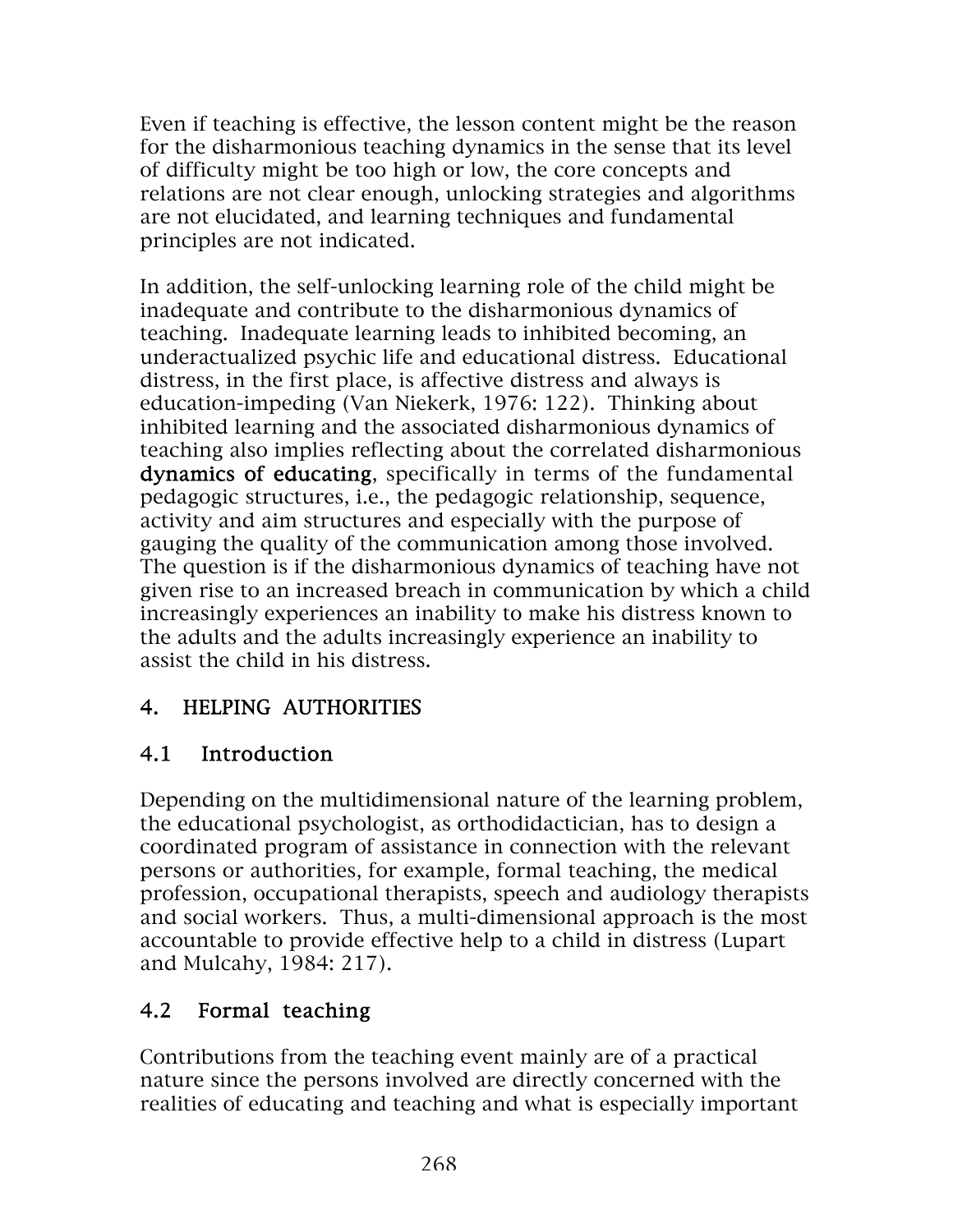Even if teaching is effective, the lesson content might be the reason for the disharmonious teaching dynamics in the sense that its level of difficulty might be too high or low, the core concepts and relations are not clear enough, unlocking strategies and algorithms are not elucidated, and learning techniques and fundamental principles are not indicated.

In addition, the self-unlocking learning role of the child might be inadequate and contribute to the disharmonious dynamics of teaching. Inadequate learning leads to inhibited becoming, an underactualized psychic life and educational distress. Educational distress, in the first place, is affective distress and always is education-impeding (Van Niekerk, 1976: 122). Thinking about inhibited learning and the associated disharmonious dynamics of teaching also implies reflecting about the correlated disharmonious **dynamics of educating**, specifically in terms of the fundamental pedagogic structures, i.e., the pedagogic relationship, sequence, activity and aim structures and especially with the purpose of gauging the quality of the communication among those involved. The question is if the disharmonious dynamics of teaching have not given rise to an increased breach in communication by which a child increasingly experiences an inability to make his distress known to the adults and the adults increasingly experience an inability to assist the child in his distress.

## 4. HELPING AUTHORITIES

### 4.1 Introduction

Depending on the multidimensional nature of the learning problem, the educational psychologist, as orthodidactician, has to design a coordinated program of assistance in connection with the relevant persons or authorities, for example, formal teaching, the medical profession, occupational therapists, speech and audiology therapists and social workers. Thus, a multi-dimensional approach is the most accountable to provide effective help to a child in distress (Lupart and Mulcahy, 1984: 217).

### 4.2 Formal teaching

Contributions from the teaching event mainly are of a practical nature since the persons involved are directly concerned with the realities of educating and teaching and what is especially important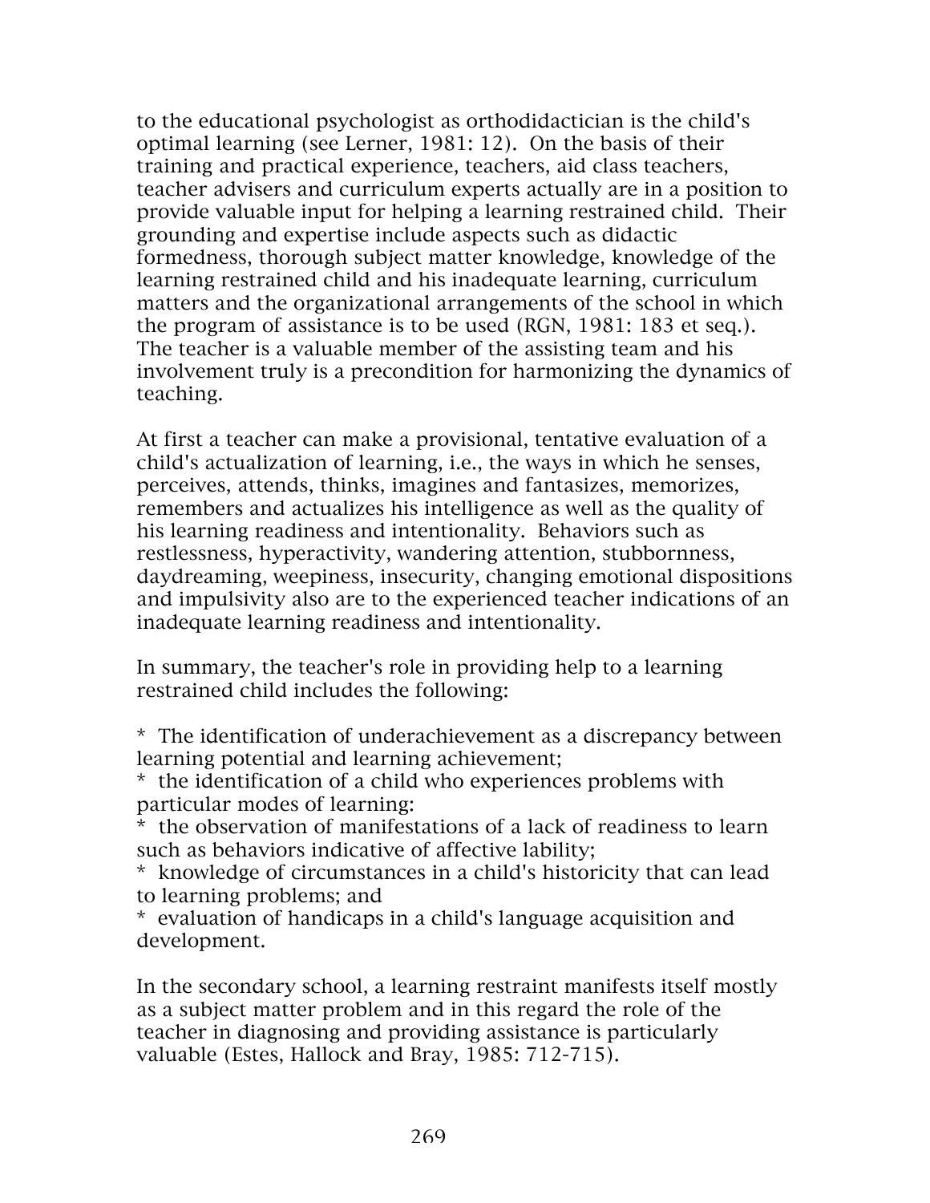to the educational psychologist as orthodidactician is the child's optimal learning (see Lerner, 1981: 12). On the basis of their training and practical experience, teachers, aid class teachers, teacher advisers and curriculum experts actually are in a position to provide valuable input for helping a learning restrained child. Their grounding and expertise include aspects such as didactic formedness, thorough subject matter knowledge, knowledge of the learning restrained child and his inadequate learning, curriculum matters and the organizational arrangements of the school in which the program of assistance is to be used (RGN, 1981: 183 et seq.). The teacher is a valuable member of the assisting team and his involvement truly is a precondition for harmonizing the dynamics of teaching.

At first a teacher can make a provisional, tentative evaluation of a child's actualization of learning, i.e., the ways in which he senses, perceives, attends, thinks, imagines and fantasizes, memorizes, remembers and actualizes his intelligence as well as the quality of his learning readiness and intentionality. Behaviors such as restlessness, hyperactivity, wandering attention, stubbornness, daydreaming, weepiness, insecurity, changing emotional dispositions and impulsivity also are to the experienced teacher indications of an inadequate learning readiness and intentionality.

In summary, the teacher's role in providing help to a learning restrained child includes the following:

* The identification of underachievement as a discrepancy between learning potential and learning achievement;
* the identification of a child who experiences problems with particular modes of learning:
* the observation of manifestations of a lack of readiness to learn such as behaviors indicative of affective lability;
* knowledge of circumstances in a child's historicity that can lead to learning problems; and
* evaluation of handicaps in a child's language acquisition and development.

In the secondary school, a learning restraint manifests itself mostly as a subject matter problem and in this regard the role of the teacher in diagnosing and providing assistance is particularly valuable (Estes, Hallock and Bray, 1985: 712-715).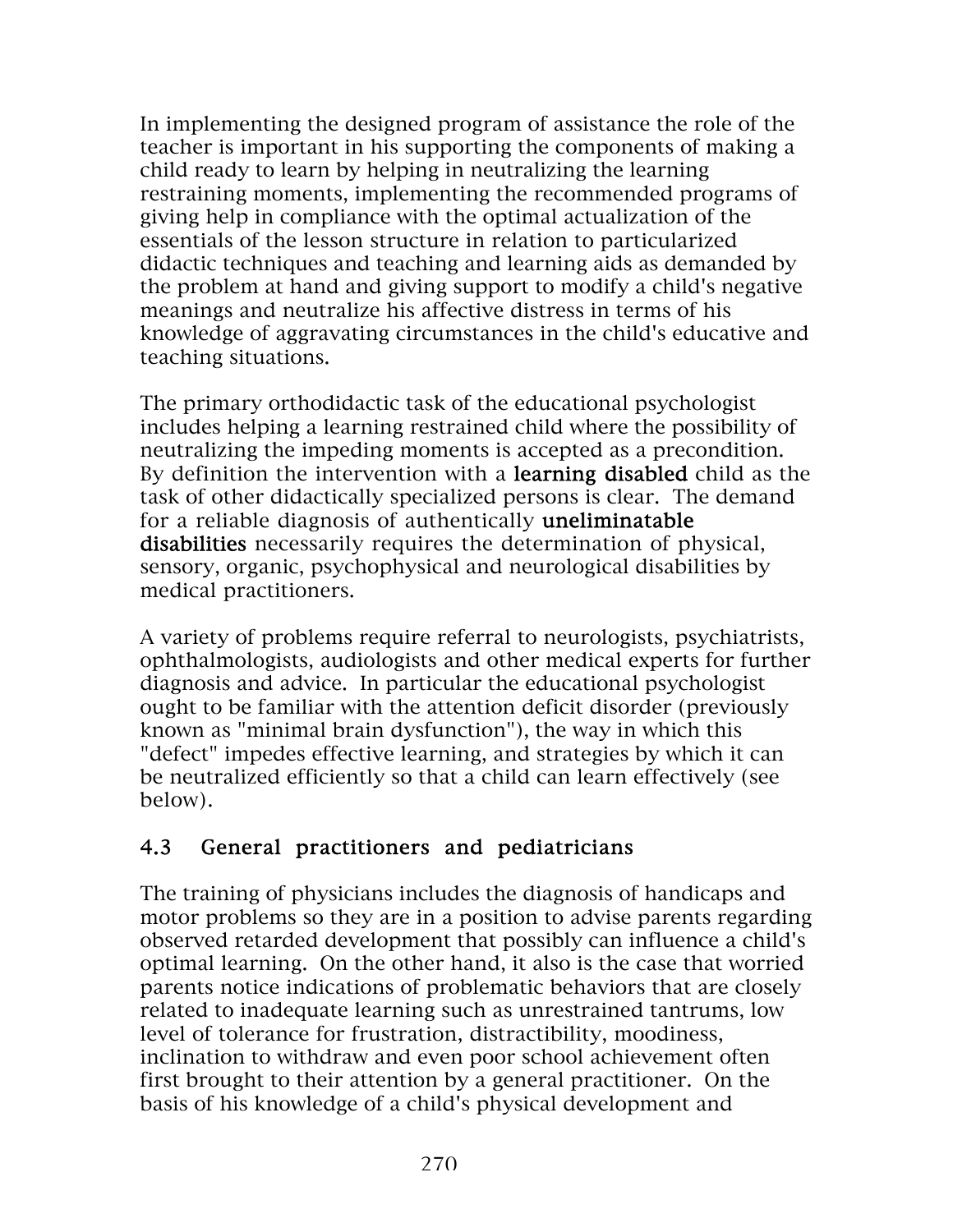In implementing the designed program of assistance the role of the teacher is important in his supporting the components of making a child ready to learn by helping in neutralizing the learning restraining moments, implementing the recommended programs of giving help in compliance with the optimal actualization of the essentials of the lesson structure in relation to particularized didactic techniques and teaching and learning aids as demanded by the problem at hand and giving support to modify a child's negative meanings and neutralize his affective distress in terms of his knowledge of aggravating circumstances in the child's educative and teaching situations.

The primary orthodidactic task of the educational psychologist includes helping a learning restrained child where the possibility of neutralizing the impeding moments is accepted as a precondition. By definition the intervention with a **learning disabled** child as the task of other didactically specialized persons is clear. The demand for a reliable diagnosis of authentically **uneliminatable disabilities** necessarily requires the determination of physical, sensory, organic, psychophysical and neurological disabilities by medical practitioners.

A variety of problems require referral to neurologists, psychiatrists, ophthalmologists, audiologists and other medical experts for further diagnosis and advice. In particular the educational psychologist ought to be familiar with the attention deficit disorder (previously known as "minimal brain dysfunction"), the way in which this "defect" impedes effective learning, and strategies by which it can be neutralized efficiently so that a child can learn effectively (see below).

### 4.3 General practitioners and pediatricians

The training of physicians includes the diagnosis of handicaps and motor problems so they are in a position to advise parents regarding observed retarded development that possibly can influence a child's optimal learning. On the other hand, it also is the case that worried parents notice indications of problematic behaviors that are closely related to inadequate learning such as unrestrained tantrums, low level of tolerance for frustration, distractibility, moodiness, inclination to withdraw and even poor school achievement often first brought to their attention by a general practitioner. On the basis of his knowledge of a child's physical development and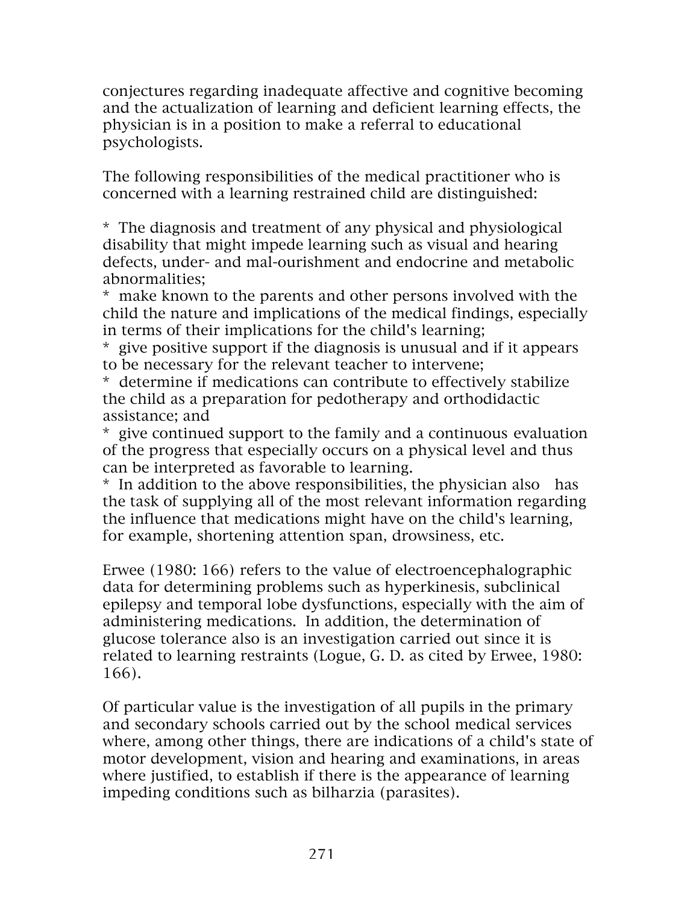conjectures regarding inadequate affective and cognitive becoming and the actualization of learning and deficient learning effects, the physician is in a position to make a referral to educational psychologists.

The following responsibilities of the medical practitioner who is concerned with a learning restrained child are distinguished:

* The diagnosis and treatment of any physical and physiological disability that might impede learning such as visual and hearing defects, under- and mal-ourishment and endocrine and metabolic abnormalities;
* make known to the parents and other persons involved with the child the nature and implications of the medical findings, especially in terms of their implications for the child's learning;
* give positive support if the diagnosis is unusual and if it appears to be necessary for the relevant teacher to intervene;
* determine if medications can contribute to effectively stabilize the child as a preparation for pedotherapy and orthodidactic assistance; and
* give continued support to the family and a continuous evaluation of the progress that especially occurs on a physical level and thus can be interpreted as favorable to learning.
* In addition to the above responsibilities, the physician also has the task of supplying all of the most relevant information regarding the influence that medications might have on the child's learning, for example, shortening attention span, drowsiness, etc.

Erwee (1980: 166) refers to the value of electroencephalographic data for determining problems such as hyperkinesis, subclinical epilepsy and temporal lobe dysfunctions, especially with the aim of administering medications. In addition, the determination of glucose tolerance also is an investigation carried out since it is related to learning restraints (Logue, G. D. as cited by Erwee, 1980: 166).

Of particular value is the investigation of all pupils in the primary and secondary schools carried out by the school medical services where, among other things, there are indications of a child's state of motor development, vision and hearing and examinations, in areas where justified, to establish if there is the appearance of learning impeding conditions such as bilharzia (parasites).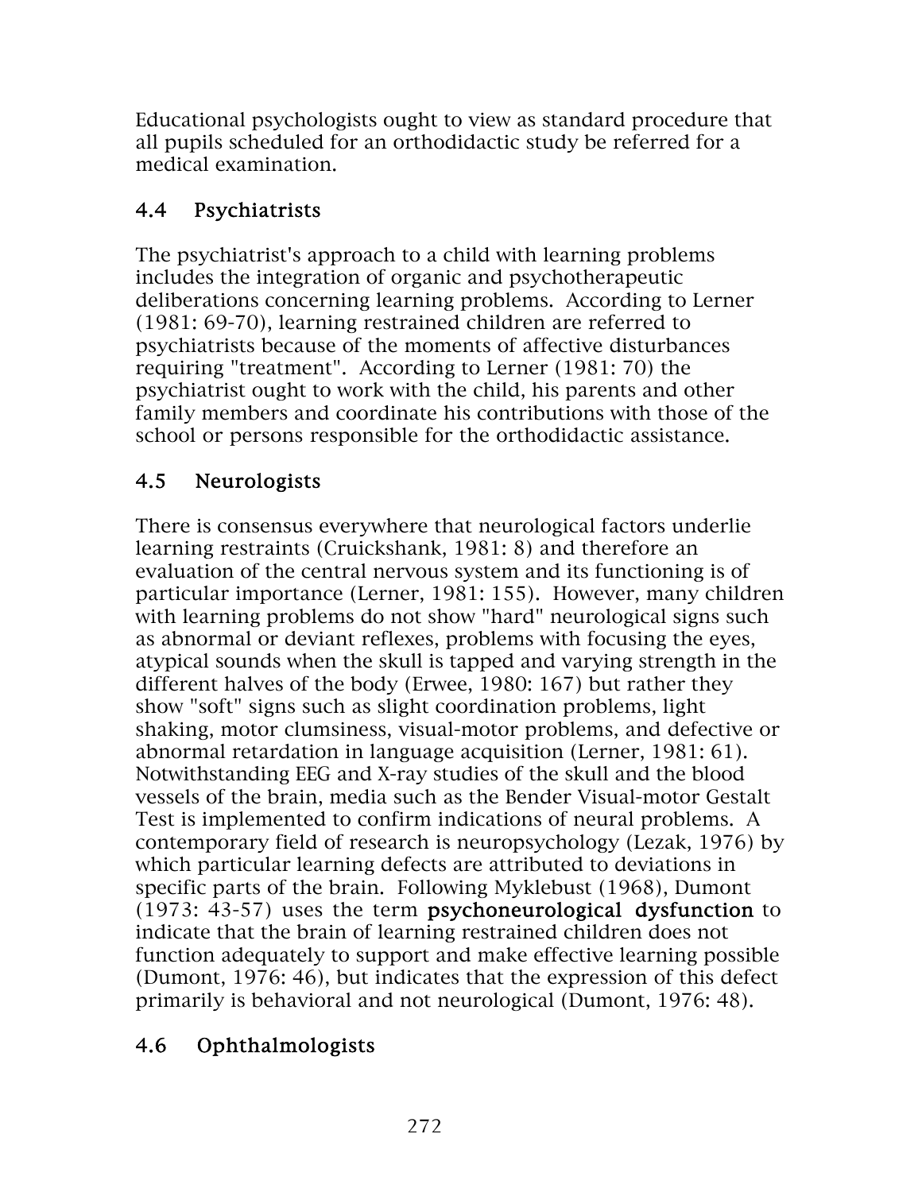Educational psychologists ought to view as standard procedure that all pupils scheduled for an orthodidactic study be referred for a medical examination.

## 4.4 Psychiatrists

The psychiatrist's approach to a child with learning problems includes the integration of organic and psychotherapeutic deliberations concerning learning problems. According to Lerner (1981: 69-70), learning restrained children are referred to psychiatrists because of the moments of affective disturbances requiring "treatment". According to Lerner (1981: 70) the psychiatrist ought to work with the child, his parents and other family members and coordinate his contributions with those of the school or persons responsible for the orthodidactic assistance.

## 4.5 Neurologists

There is consensus everywhere that neurological factors underlie learning restraints (Cruickshank, 1981: 8) and therefore an evaluation of the central nervous system and its functioning is of particular importance (Lerner, 1981: 155). However, many children with learning problems do not show "hard" neurological signs such as abnormal or deviant reflexes, problems with focusing the eyes, atypical sounds when the skull is tapped and varying strength in the different halves of the body (Erwee, 1980: 167) but rather they show "soft" signs such as slight coordination problems, light shaking, motor clumsiness, visual-motor problems, and defective or abnormal retardation in language acquisition (Lerner, 1981: 61). Notwithstanding EEG and X-ray studies of the skull and the blood vessels of the brain, media such as the Bender Visual-motor Gestalt Test is implemented to confirm indications of neural problems. A contemporary field of research is neuropsychology (Lezak, 1976) by which particular learning defects are attributed to deviations in specific parts of the brain. Following Myklebust (1968), Dumont (1973: 43-57) uses the term **psychoneurological dysfunction** to indicate that the brain of learning restrained children does not function adequately to support and make effective learning possible (Dumont, 1976: 46), but indicates that the expression of this defect primarily is behavioral and not neurological (Dumont, 1976: 48).

## 4.6 Ophthalmologists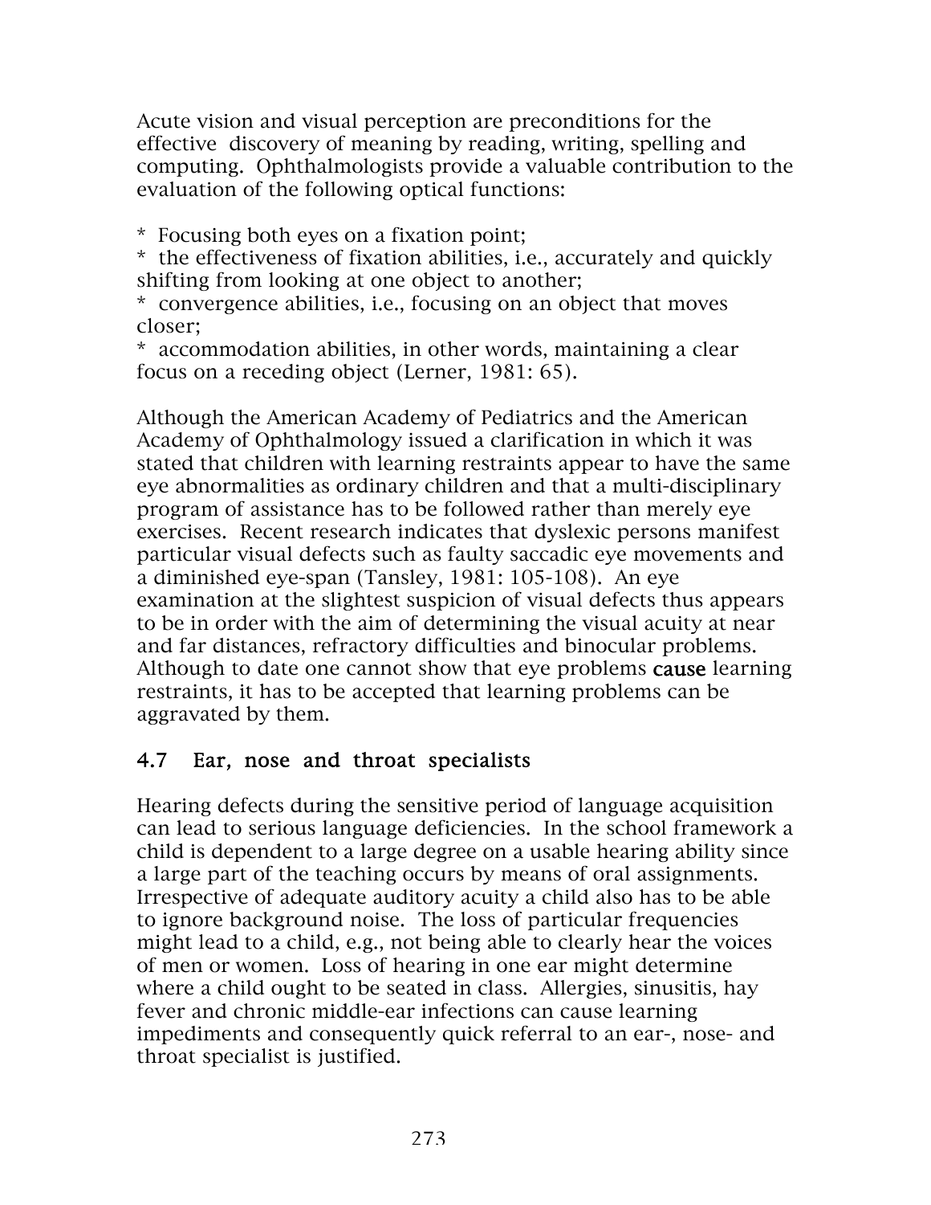Acute vision and visual perception are preconditions for the effective discovery of meaning by reading, writing, spelling and computing. Ophthalmologists provide a valuable contribution to the evaluation of the following optical functions:

* Focusing both eyes on a fixation point;
* the effectiveness of fixation abilities, i.e., accurately and quickly shifting from looking at one object to another;
* convergence abilities, i.e., focusing on an object that moves closer;
* accommodation abilities, in other words, maintaining a clear focus on a receding object (Lerner, 1981: 65).

Although the American Academy of Pediatrics and the American Academy of Ophthalmology issued a clarification in which it was stated that children with learning restraints appear to have the same eye abnormalities as ordinary children and that a multi-disciplinary program of assistance has to be followed rather than merely eye exercises. Recent research indicates that dyslexic persons manifest particular visual defects such as faulty saccadic eye movements and a diminished eye-span (Tansley, 1981: 105-108). An eye examination at the slightest suspicion of visual defects thus appears to be in order with the aim of determining the visual acuity at near and far distances, refractory difficulties and binocular problems. Although to date one cannot show that eye problems **cause** learning restraints, it has to be accepted that learning problems can be aggravated by them.

## 4.7 Ear, nose and throat specialists

Hearing defects during the sensitive period of language acquisition can lead to serious language deficiencies. In the school framework a child is dependent to a large degree on a usable hearing ability since a large part of the teaching occurs by means of oral assignments. Irrespective of adequate auditory acuity a child also has to be able to ignore background noise. The loss of particular frequencies might lead to a child, e.g., not being able to clearly hear the voices of men or women. Loss of hearing in one ear might determine where a child ought to be seated in class. Allergies, sinusitis, hay fever and chronic middle-ear infections can cause learning impediments and consequently quick referral to an ear-, nose- and throat specialist is justified.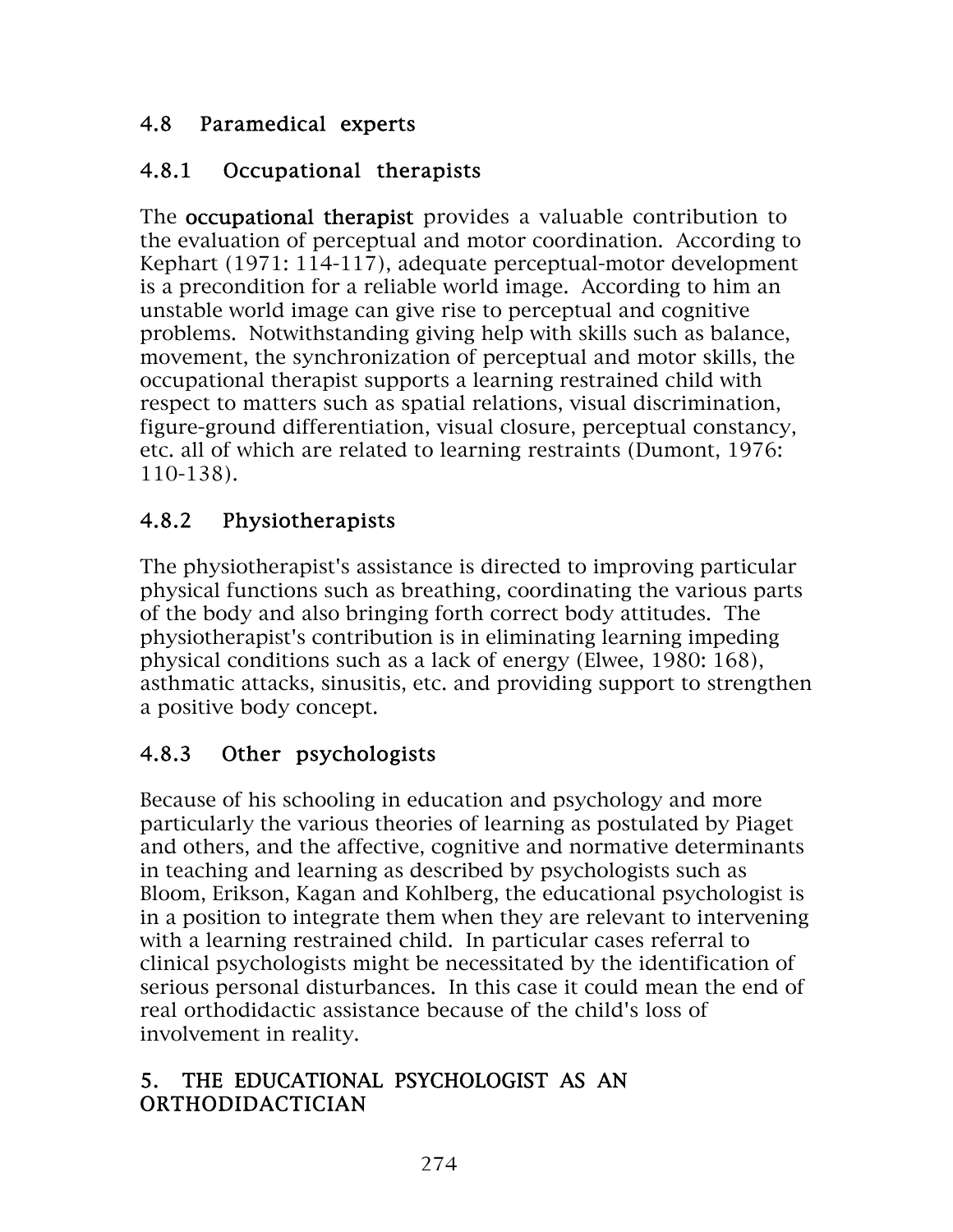## 4.8 Paramedical experts

### 4.8.1 Occupational therapists

The **occupational therapist** provides a valuable contribution to the evaluation of perceptual and motor coordination. According to Kephart (1971: 114-117), adequate perceptual-motor development is a precondition for a reliable world image. According to him an unstable world image can give rise to perceptual and cognitive problems. Notwithstanding giving help with skills such as balance, movement, the synchronization of perceptual and motor skills, the occupational therapist supports a learning restrained child with respect to matters such as spatial relations, visual discrimination, figure-ground differentiation, visual closure, perceptual constancy, etc. all of which are related to learning restraints (Dumont, 1976: 110-138).

### 4.8.2 Physiotherapists

The physiotherapist's assistance is directed to improving particular physical functions such as breathing, coordinating the various parts of the body and also bringing forth correct body attitudes. The physiotherapist's contribution is in eliminating learning impeding physical conditions such as a lack of energy (Elwee, 1980: 168), asthmatic attacks, sinusitis, etc. and providing support to strengthen a positive body concept.

### 4.8.3 Other psychologists

Because of his schooling in education and psychology and more particularly the various theories of learning as postulated by Piaget and others, and the affective, cognitive and normative determinants in teaching and learning as described by psychologists such as Bloom, Erikson, Kagan and Kohlberg, the educational psychologist is in a position to integrate them when they are relevant to intervening with a learning restrained child. In particular cases referral to clinical psychologists might be necessitated by the identification of serious personal disturbances. In this case it could mean the end of real orthodidactic assistance because of the child's loss of involvement in reality.

# 5. THE EDUCATIONAL PSYCHOLOGIST AS AN ORTHODIDACTICIAN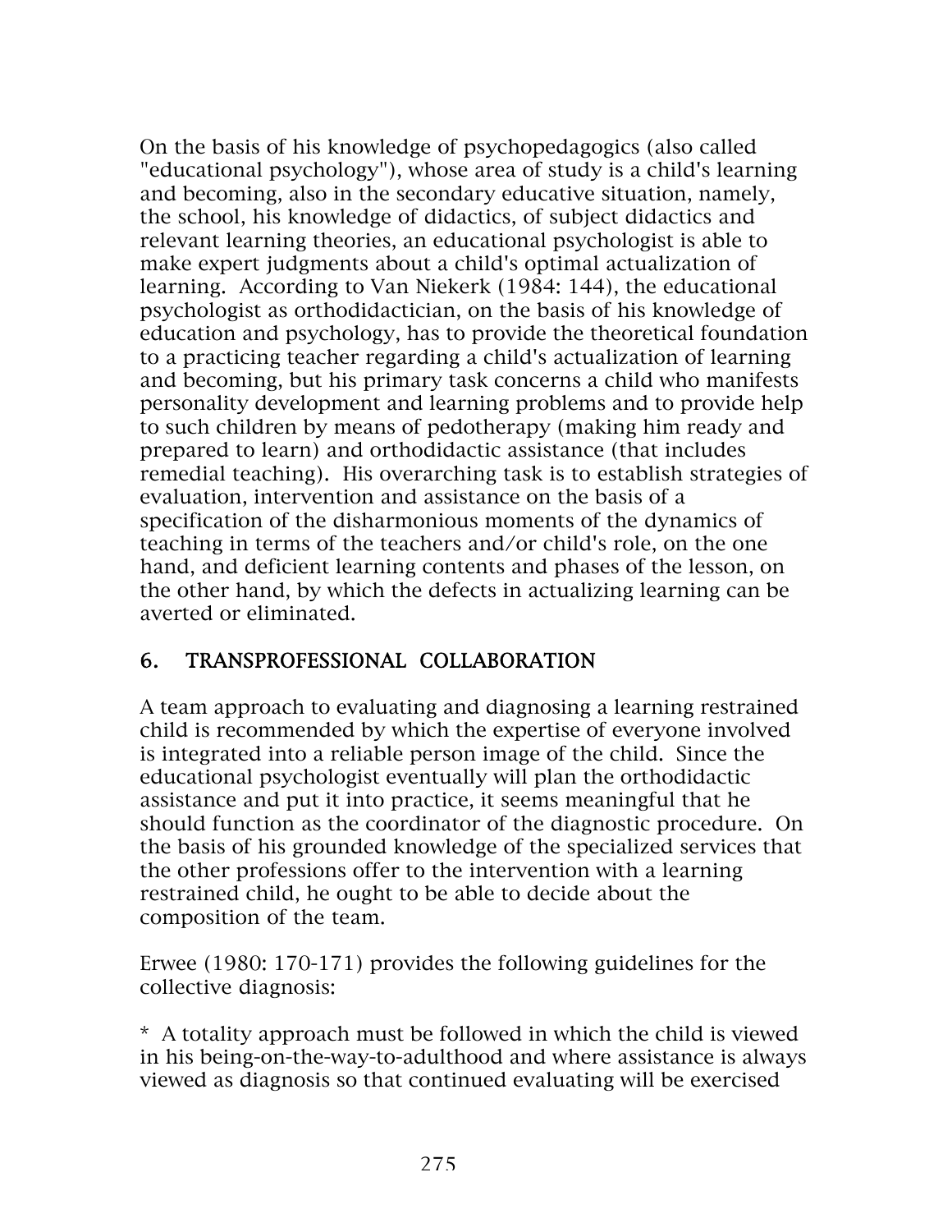On the basis of his knowledge of psychopedagogics (also called "educational psychology"), whose area of study is a child's learning and becoming, also in the secondary educative situation, namely, the school, his knowledge of didactics, of subject didactics and relevant learning theories, an educational psychologist is able to make expert judgments about a child's optimal actualization of learning. According to Van Niekerk (1984: 144), the educational psychologist as orthodidactician, on the basis of his knowledge of education and psychology, has to provide the theoretical foundation to a practicing teacher regarding a child's actualization of learning and becoming, but his primary task concerns a child who manifests personality development and learning problems and to provide help to such children by means of pedotherapy (making him ready and prepared to learn) and orthodidactic assistance (that includes remedial teaching). His overarching task is to establish strategies of evaluation, intervention and assistance on the basis of a specification of the disharmonious moments of the dynamics of teaching in terms of the teachers and/or child's role, on the one hand, and deficient learning contents and phases of the lesson, on the other hand, by which the defects in actualizing learning can be averted or eliminated.

## 6. TRANSPROFESSIONAL COLLABORATION

A team approach to evaluating and diagnosing a learning restrained child is recommended by which the expertise of everyone involved is integrated into a reliable person image of the child. Since the educational psychologist eventually will plan the orthodidactic assistance and put it into practice, it seems meaningful that he should function as the coordinator of the diagnostic procedure. On the basis of his grounded knowledge of the specialized services that the other professions offer to the intervention with a learning restrained child, he ought to be able to decide about the composition of the team.

Erwee (1980: 170-171) provides the following guidelines for the collective diagnosis:

* A totality approach must be followed in which the child is viewed in his being-on-the-way-to-adulthood and where assistance is always viewed as diagnosis so that continued evaluating will be exercised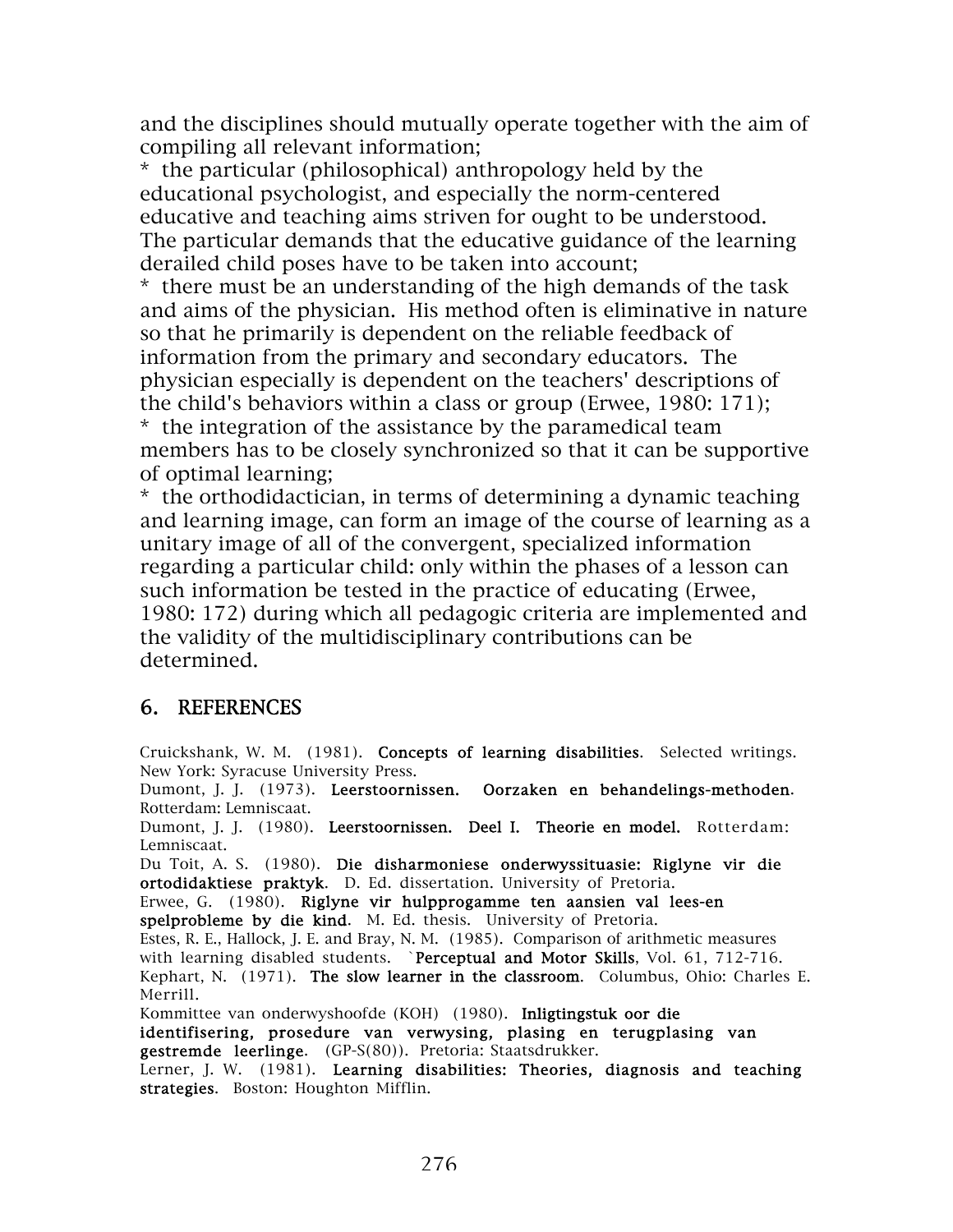and the disciplines should mutually operate together with the aim of compiling all relevant information;

* the particular (philosophical) anthropology held by the educational psychologist, and especially the norm-centered educative and teaching aims striven for ought to be understood. The particular demands that the educative guidance of the learning derailed child poses have to be taken into account;

* there must be an understanding of the high demands of the task and aims of the physician. His method often is eliminative in nature so that he primarily is dependent on the reliable feedback of information from the primary and secondary educators. The physician especially is dependent on the teachers' descriptions of the child's behaviors within a class or group (Erwee, 1980: 171);

* the integration of the assistance by the paramedical team members has to be closely synchronized so that it can be supportive of optimal learning;

* the orthodidactician, in terms of determining a dynamic teaching and learning image, can form an image of the course of learning as a unitary image of all of the convergent, specialized information regarding a particular child: only within the phases of a lesson can such information be tested in the practice of educating (Erwee, 1980: 172) during which all pedagogic criteria are implemented and the validity of the multidisciplinary contributions can be determined.

## 6. REFERENCES

Cruickshank, W. M. (1981). **Concepts of learning disabilities**. Selected writings. New York: Syracuse University Press.

Dumont, J. J. (1973). **Leerstoornissen. Oorzaken en behandelings-methoden**. Rotterdam: Lemniscaat.

Dumont, J. J. (1980). **Leerstoornissen. Deel I. Theorie en model.** Rotterdam: Lemniscaat.

Du Toit, A. S. (1980). **Die disharmoniese onderwyssituasie: Riglyne vir die ortodidaktiese praktyk**. D. Ed. dissertation. University of Pretoria.

Erwee, G. (1980). **Riglyne vir hulpprogamme ten aansien val lees-en spelprobleme by die kind**. M. Ed. thesis. University of Pretoria.

Estes, R. E., Hallock, J. E. and Bray, N. M. (1985). Comparison of arithmetic measures with learning disabled students. `**Perceptual and Motor Skills**, Vol. 61, 712-716.

Kephart, N. (1971). **The slow learner in the classroom**. Columbus, Ohio: Charles E. Merrill.

Kommittee van onderwyshoofde (KOH) (1980). **Inligtingstuk oor die identifisering, prosedure van verwysing, plasing en terugplasing van gestremde leerlinge**. (GP-S(80)). Pretoria: Staatsdrukker.

Lerner, J. W. (1981). **Learning disabilities: Theories, diagnosis and teaching strategies**. Boston: Houghton Mifflin.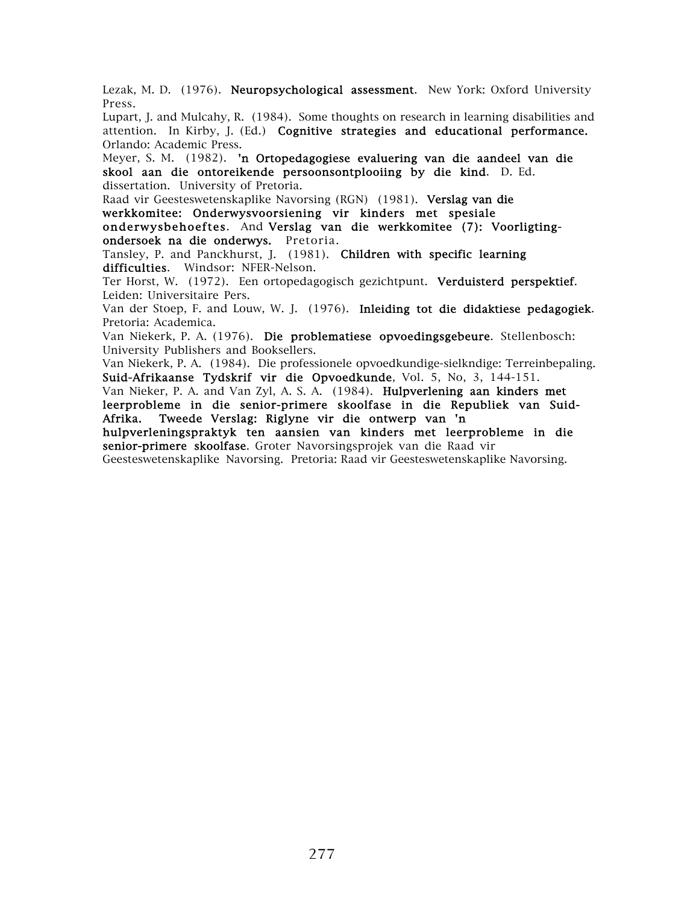Lezak, M. D. (1976). **Neuropsychological assessment**. New York: Oxford University Press.

Lupart, J. and Mulcahy, R. (1984). Some thoughts on research in learning disabilities and attention. In Kirby, J. (Ed.) **Cognitive strategies and educational performance.** Orlando: Academic Press.

Meyer, S. M. (1982). **'n Ortopedagogiese evaluering van die aandeel van die skool aan die ontoreikende persoonsontplooiing by die kind**. D. Ed. dissertation. University of Pretoria.

Raad vir Geesteswetenskaplike Navorsing (RGN) (1981). **Verslag van die werkkomitee: Onderwysvoorsiening vir kinders met spesiale onderwysbehoeftes**. And **Verslag van die werkkomitee (7): Voorligting-ondersoek na die onderwys.** Pretoria.

Tansley, P. and Panckhurst, J. (1981). **Children with specific learning difficulties**. Windsor: NFER-Nelson.

Ter Horst, W. (1972). Een ortopedagogisch gezichtpunt. **Verduisterd perspektief.** Leiden: Universitaire Pers.

Van der Stoep, F. and Louw, W. J. (1976). **Inleiding tot die didaktiese pedagogiek**. Pretoria: Academica.

Van Niekerk, P. A. (1976). **Die problematiese opvoedingsgebeure**. Stellenbosch: University Publishers and Booksellers.

Van Niekerk, P. A. (1984). Die professionele opvoedkundige-sielkndige: Terreinbepaling. **Suid-Afrikaanse Tydskrif vir die Opvoedkunde**, Vol. 5, No, 3, 144-151.

Van Nieker, P. A. and Van Zyl, A. S. A. (1984). **Hulpverlening aan kinders met leerprobleme in die senior-primere skoolfase in die Republiek van Suid-Afrika. Tweede Verslag: Riglyne vir die ontwerp van 'n hulpverleningspraktyk ten aansien van kinders met leerprobleme in die senior-primere skoolfase**. Groter Navorsingsprojek van die Raad vir Geesteswetenskaplike Navorsing. Pretoria: Raad vir Geesteswetenskaplike Navorsing.